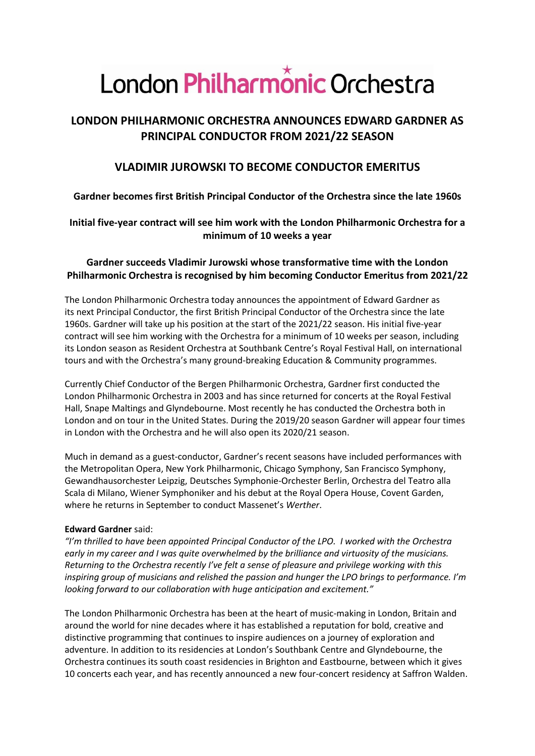# London Philharmonic Orchestra

## LONDON PHILHARMONIC ORCHESTRA ANNOUNCES EDWARD GARDNER AS PRINCIPAL CONDUCTOR FROM 2021/22 SEASON

## VLADIMIR JUROWSKI TO BECOME CONDUCTOR EMERITUS

### Gardner becomes first British Principal Conductor of the Orchestra since the late 1960s

### Initial five-year contract will see him work with the London Philharmonic Orchestra for a minimum of 10 weeks a year

### Gardner succeeds Vladimir Jurowski whose transformative time with the London Philharmonic Orchestra is recognised by him becoming Conductor Emeritus from 2021/22

The London Philharmonic Orchestra today announces the appointment of Edward Gardner as its next Principal Conductor, the first British Principal Conductor of the Orchestra since the late 1960s. Gardner will take up his position at the start of the 2021/22 season. His initial five-year contract will see him working with the Orchestra for a minimum of 10 weeks per season, including its London season as Resident Orchestra at Southbank Centre's Royal Festival Hall, on international tours and with the Orchestra's many ground-breaking Education & Community programmes.

Currently Chief Conductor of the Bergen Philharmonic Orchestra, Gardner first conducted the London Philharmonic Orchestra in 2003 and has since returned for concerts at the Royal Festival Hall, Snape Maltings and Glyndebourne. Most recently he has conducted the Orchestra both in London and on tour in the United States. During the 2019/20 season Gardner will appear four times in London with the Orchestra and he will also open its 2020/21 season.

Much in demand as a guest-conductor, Gardner's recent seasons have included performances with the Metropolitan Opera, New York Philharmonic, Chicago Symphony, San Francisco Symphony, Gewandhausorchester Leipzig, Deutsches Symphonie-Orchester Berlin, Orchestra del Teatro alla Scala di Milano, Wiener Symphoniker and his debut at the Royal Opera House, Covent Garden, where he returns in September to conduct Massenet's *Werther*.

**Edward Gardner** said:
*"I'm thrilled to have been appointed Principal Conductor of the LPO. I worked with the Orchestra early in my career and I was quite overwhelmed by the brilliance and virtuosity of the musicians. Returning to the Orchestra recently I've felt a sense of pleasure and privilege working with this inspiring group of musicians and relished the passion and hunger the LPO brings to performance. I'm looking forward to our collaboration with huge anticipation and excitement."*

The London Philharmonic Orchestra has been at the heart of music-making in London, Britain and around the world for nine decades where it has established a reputation for bold, creative and distinctive programming that continues to inspire audiences on a journey of exploration and adventure. In addition to its residencies at London's Southbank Centre and Glyndebourne, the Orchestra continues its south coast residencies in Brighton and Eastbourne, between which it gives 10 concerts each year, and has recently announced a new four-concert residency at Saffron Walden.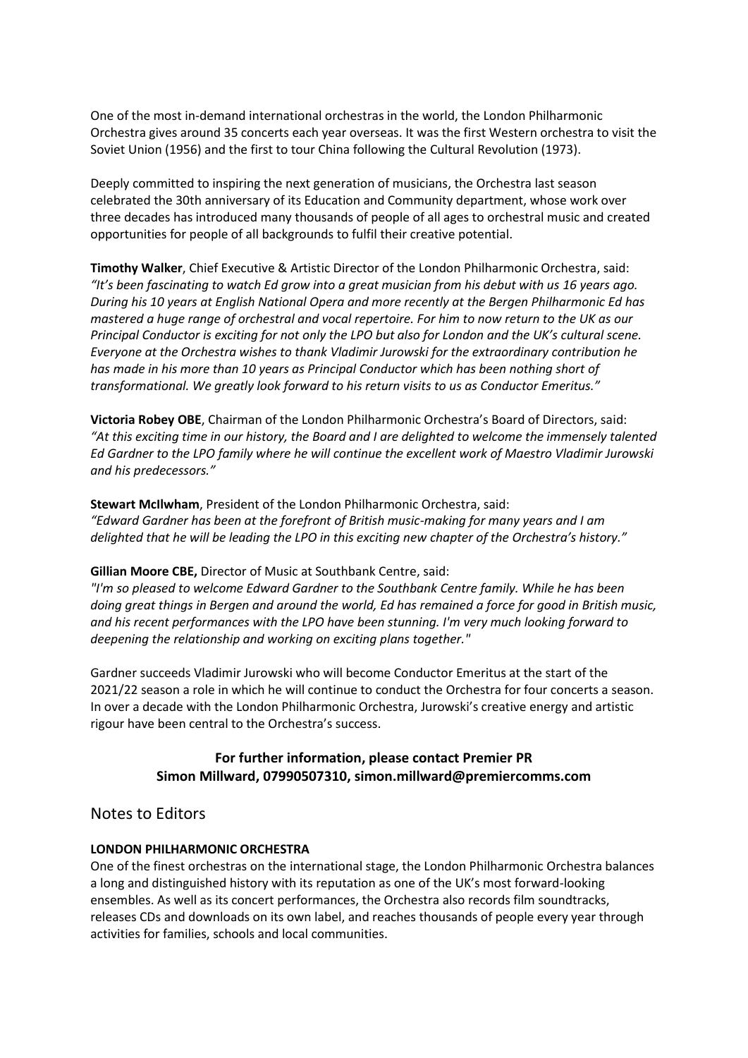One of the most in-demand international orchestras in the world, the London Philharmonic Orchestra gives around 35 concerts each year overseas. It was the first Western orchestra to visit the Soviet Union (1956) and the first to tour China following the Cultural Revolution (1973).

Deeply committed to inspiring the next generation of musicians, the Orchestra last season celebrated the 30th anniversary of its Education and Community department, whose work over three decades has introduced many thousands of people of all ages to orchestral music and created opportunities for people of all backgrounds to fulfil their creative potential.

**Timothy Walker**, Chief Executive & Artistic Director of the London Philharmonic Orchestra, said:
*"It's been fascinating to watch Ed grow into a great musician from his debut with us 16 years ago. During his 10 years at English National Opera and more recently at the Bergen Philharmonic Ed has mastered a huge range of orchestral and vocal repertoire. For him to now return to the UK as our Principal Conductor is exciting for not only the LPO but also for London and the UK's cultural scene. Everyone at the Orchestra wishes to thank Vladimir Jurowski for the extraordinary contribution he has made in his more than 10 years as Principal Conductor which has been nothing short of transformational. We greatly look forward to his return visits to us as Conductor Emeritus."*

**Victoria Robey OBE**, Chairman of the London Philharmonic Orchestra's Board of Directors, said:
*"At this exciting time in our history, the Board and I are delighted to welcome the immensely talented Ed Gardner to the LPO family where he will continue the excellent work of Maestro Vladimir Jurowski and his predecessors."*

**Stewart McIlwham**, President of the London Philharmonic Orchestra, said:
*"Edward Gardner has been at the forefront of British music-making for many years and I am delighted that he will be leading the LPO in this exciting new chapter of the Orchestra's history."*

**Gillian Moore CBE,** Director of Music at Southbank Centre, said:
*"I'm so pleased to welcome Edward Gardner to the Southbank Centre family. While he has been doing great things in Bergen and around the world, Ed has remained a force for good in British music, and his recent performances with the LPO have been stunning. I'm very much looking forward to deepening the relationship and working on exciting plans together."*

Gardner succeeds Vladimir Jurowski who will become Conductor Emeritus at the start of the 2021/22 season a role in which he will continue to conduct the Orchestra for four concerts a season. In over a decade with the London Philharmonic Orchestra, Jurowski's creative energy and artistic rigour have been central to the Orchestra's success.

**For further information, please contact Premier PR**
**Simon Millward, 07990507310, simon.millward@premiercomms.com**

## Notes to Editors

**LONDON PHILHARMONIC ORCHESTRA**
One of the finest orchestras on the international stage, the London Philharmonic Orchestra balances a long and distinguished history with its reputation as one of the UK's most forward-looking ensembles. As well as its concert performances, the Orchestra also records film soundtracks, releases CDs and downloads on its own label, and reaches thousands of people every year through activities for families, schools and local communities.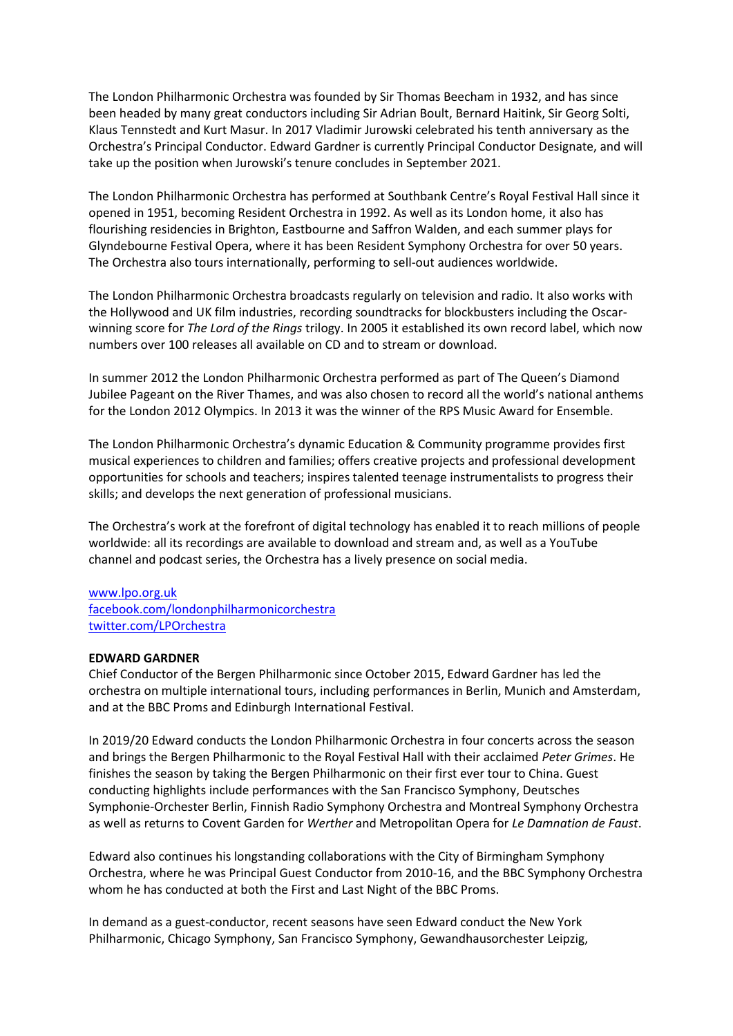The London Philharmonic Orchestra was founded by Sir Thomas Beecham in 1932, and has since been headed by many great conductors including Sir Adrian Boult, Bernard Haitink, Sir Georg Solti, Klaus Tennstedt and Kurt Masur. In 2017 Vladimir Jurowski celebrated his tenth anniversary as the Orchestra's Principal Conductor. Edward Gardner is currently Principal Conductor Designate, and will take up the position when Jurowski's tenure concludes in September 2021.

The London Philharmonic Orchestra has performed at Southbank Centre's Royal Festival Hall since it opened in 1951, becoming Resident Orchestra in 1992. As well as its London home, it also has flourishing residencies in Brighton, Eastbourne and Saffron Walden, and each summer plays for Glyndebourne Festival Opera, where it has been Resident Symphony Orchestra for over 50 years. The Orchestra also tours internationally, performing to sell-out audiences worldwide.

The London Philharmonic Orchestra broadcasts regularly on television and radio. It also works with the Hollywood and UK film industries, recording soundtracks for blockbusters including the Oscar-winning score for *The Lord of the Rings* trilogy. In 2005 it established its own record label, which now numbers over 100 releases all available on CD and to stream or download.

In summer 2012 the London Philharmonic Orchestra performed as part of The Queen's Diamond Jubilee Pageant on the River Thames, and was also chosen to record all the world's national anthems for the London 2012 Olympics. In 2013 it was the winner of the RPS Music Award for Ensemble.

The London Philharmonic Orchestra's dynamic Education & Community programme provides first musical experiences to children and families; offers creative projects and professional development opportunities for schools and teachers; inspires talented teenage instrumentalists to progress their skills; and develops the next generation of professional musicians.

The Orchestra's work at the forefront of digital technology has enabled it to reach millions of people worldwide: all its recordings are available to download and stream and, as well as a YouTube channel and podcast series, the Orchestra has a lively presence on social media.

[www.lpo.org.uk](http://www.lpo.org.uk)
[facebook.com/londonphilharmonicorchestra](https://facebook.com/londonphilharmonicorchestra)
[twitter.com/LPOrchestra](https://twitter.com/LPOrchestra)

**EDWARD GARDNER**

Chief Conductor of the Bergen Philharmonic since October 2015, Edward Gardner has led the orchestra on multiple international tours, including performances in Berlin, Munich and Amsterdam, and at the BBC Proms and Edinburgh International Festival.

In 2019/20 Edward conducts the London Philharmonic Orchestra in four concerts across the season and brings the Bergen Philharmonic to the Royal Festival Hall with their acclaimed *Peter Grimes*. He finishes the season by taking the Bergen Philharmonic on their first ever tour to China. Guest conducting highlights include performances with the San Francisco Symphony, Deutsches Symphonie-Orchester Berlin, Finnish Radio Symphony Orchestra and Montreal Symphony Orchestra as well as returns to Covent Garden for *Werther* and Metropolitan Opera for *Le Damnation de Faust*.

Edward also continues his longstanding collaborations with the City of Birmingham Symphony Orchestra, where he was Principal Guest Conductor from 2010-16, and the BBC Symphony Orchestra whom he has conducted at both the First and Last Night of the BBC Proms.

In demand as a guest-conductor, recent seasons have seen Edward conduct the New York Philharmonic, Chicago Symphony, San Francisco Symphony, Gewandhausorchester Leipzig,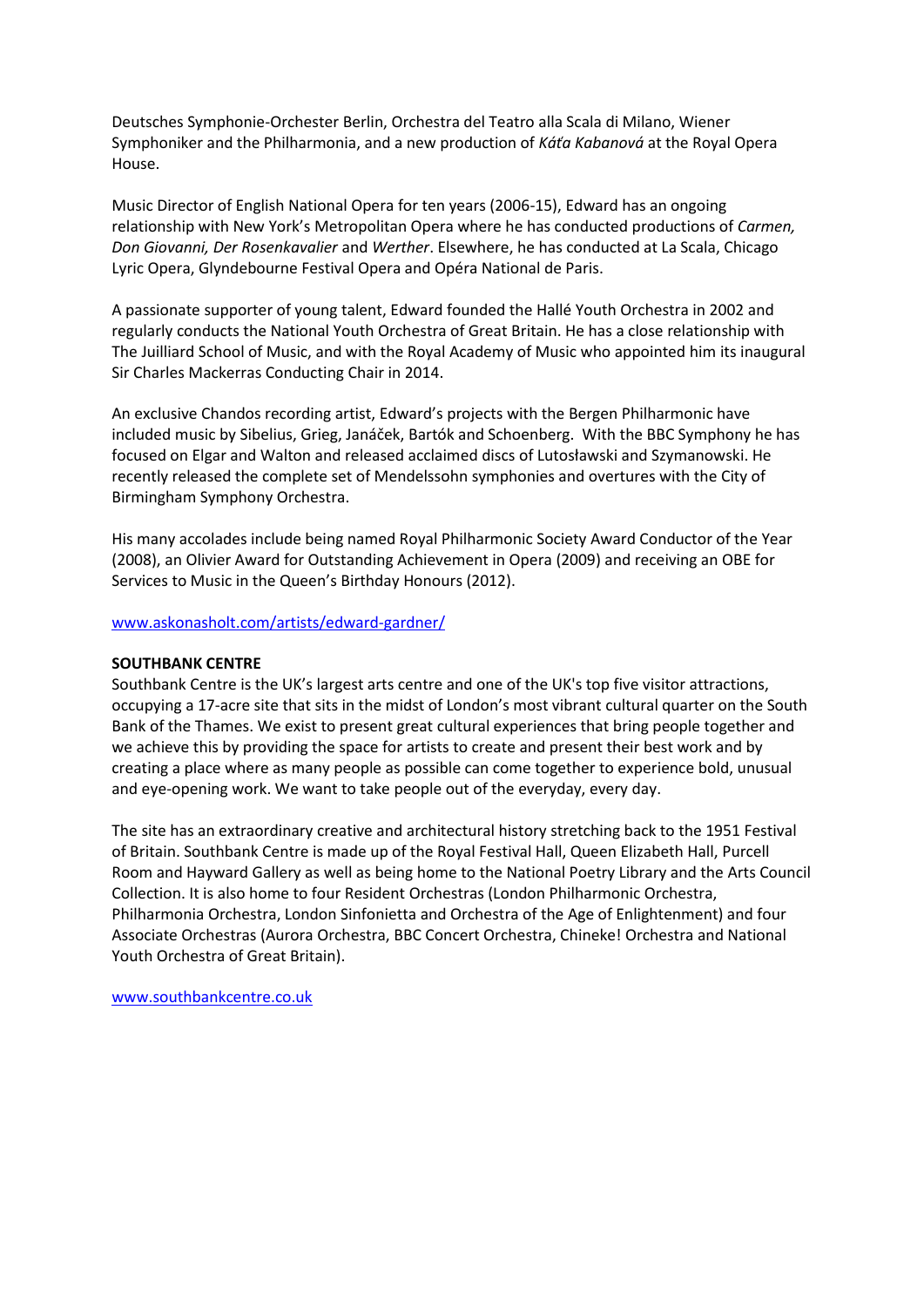Deutsches Symphonie-Orchester Berlin, Orchestra del Teatro alla Scala di Milano, Wiener Symphoniker and the Philharmonia, and a new production of *Káťa Kabanová* at the Royal Opera House.

Music Director of English National Opera for ten years (2006-15), Edward has an ongoing relationship with New York's Metropolitan Opera where he has conducted productions of *Carmen, Don Giovanni, Der Rosenkavalier* and *Werther*. Elsewhere, he has conducted at La Scala, Chicago Lyric Opera, Glyndebourne Festival Opera and Opéra National de Paris.

A passionate supporter of young talent, Edward founded the Hallé Youth Orchestra in 2002 and regularly conducts the National Youth Orchestra of Great Britain. He has a close relationship with The Juilliard School of Music, and with the Royal Academy of Music who appointed him its inaugural Sir Charles Mackerras Conducting Chair in 2014.

An exclusive Chandos recording artist, Edward's projects with the Bergen Philharmonic have included music by Sibelius, Grieg, Janáček, Bartók and Schoenberg. With the BBC Symphony he has focused on Elgar and Walton and released acclaimed discs of Lutosławski and Szymanowski. He recently released the complete set of Mendelssohn symphonies and overtures with the City of Birmingham Symphony Orchestra.

His many accolades include being named Royal Philharmonic Society Award Conductor of the Year (2008), an Olivier Award for Outstanding Achievement in Opera (2009) and receiving an OBE for Services to Music in the Queen's Birthday Honours (2012).

[www.askonasholt.com/artists/edward-gardner/](http://www.askonasholt.com/artists/edward-gardner/)

**SOUTHBANK CENTRE**

Southbank Centre is the UK's largest arts centre and one of the UK's top five visitor attractions, occupying a 17-acre site that sits in the midst of London's most vibrant cultural quarter on the South Bank of the Thames. We exist to present great cultural experiences that bring people together and we achieve this by providing the space for artists to create and present their best work and by creating a place where as many people as possible can come together to experience bold, unusual and eye-opening work. We want to take people out of the everyday, every day.

The site has an extraordinary creative and architectural history stretching back to the 1951 Festival of Britain. Southbank Centre is made up of the Royal Festival Hall, Queen Elizabeth Hall, Purcell Room and Hayward Gallery as well as being home to the National Poetry Library and the Arts Council Collection. It is also home to four Resident Orchestras (London Philharmonic Orchestra, Philharmonia Orchestra, London Sinfonietta and Orchestra of the Age of Enlightenment) and four Associate Orchestras (Aurora Orchestra, BBC Concert Orchestra, Chineke! Orchestra and National Youth Orchestra of Great Britain).

[www.southbankcentre.co.uk](http://www.southbankcentre.co.uk)